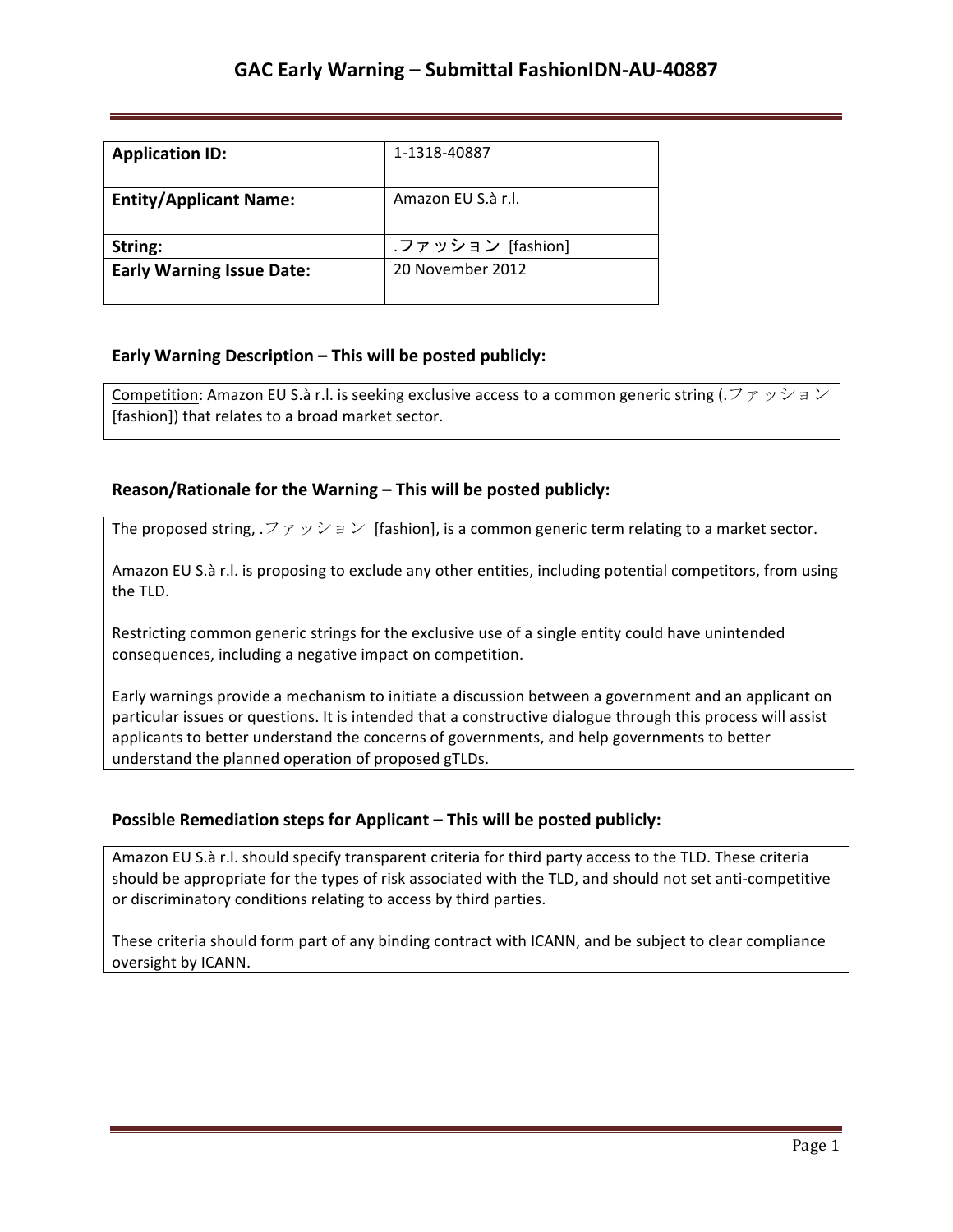# GAC Early Warning – Submittal FashionIDN-AU-40887

| **Application ID:** | 1-1318-40887 |
|---|---|
| **Entity/Applicant Name:** | Amazon EU S.à r.l. |
| **String:** | .ファッション [fashion] |
| **Early Warning Issue Date:** | 20 November 2012 |

## Early Warning Description – This will be posted publicly:

Competition: Amazon EU S.à r.l. is seeking exclusive access to a common generic string (.ファッション [fashion]) that relates to a broad market sector.

## Reason/Rationale for the Warning – This will be posted publicly:

The proposed string, .ファッション [fashion], is a common generic term relating to a market sector.

Amazon EU S.à r.l. is proposing to exclude any other entities, including potential competitors, from using the TLD.

Restricting common generic strings for the exclusive use of a single entity could have unintended consequences, including a negative impact on competition.

Early warnings provide a mechanism to initiate a discussion between a government and an applicant on particular issues or questions. It is intended that a constructive dialogue through this process will assist applicants to better understand the concerns of governments, and help governments to better understand the planned operation of proposed gTLDs.

## Possible Remediation steps for Applicant – This will be posted publicly:

Amazon EU S.à r.l. should specify transparent criteria for third party access to the TLD. These criteria should be appropriate for the types of risk associated with the TLD, and should not set anti-competitive or discriminatory conditions relating to access by third parties.

These criteria should form part of any binding contract with ICANN, and be subject to clear compliance oversight by ICANN.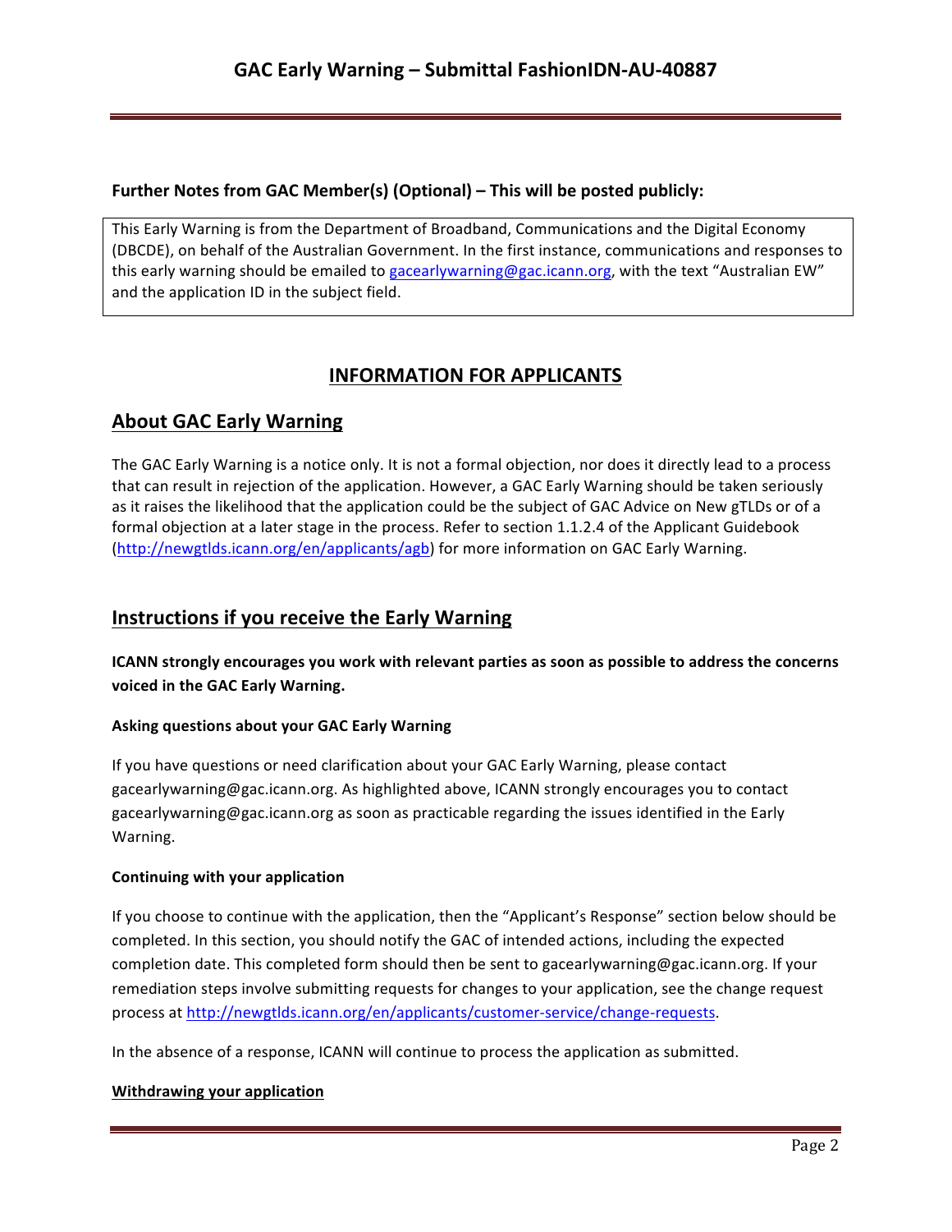**Further Notes from GAC Member(s) (Optional) – This will be posted publicly:**

This Early Warning is from the Department of Broadband, Communications and the Digital Economy (DBCDE), on behalf of the Australian Government. In the first instance, communications and responses to this early warning should be emailed to gacearlywarning@gac.icann.org, with the text "Australian EW" and the application ID in the subject field.

## INFORMATION FOR APPLICANTS

## About GAC Early Warning

The GAC Early Warning is a notice only. It is not a formal objection, nor does it directly lead to a process that can result in rejection of the application. However, a GAC Early Warning should be taken seriously as it raises the likelihood that the application could be the subject of GAC Advice on New gTLDs or of a formal objection at a later stage in the process. Refer to section 1.1.2.4 of the Applicant Guidebook (http://newgtlds.icann.org/en/applicants/agb) for more information on GAC Early Warning.

## Instructions if you receive the Early Warning

**ICANN strongly encourages you work with relevant parties as soon as possible to address the concerns voiced in the GAC Early Warning.**

#### Asking questions about your GAC Early Warning

If you have questions or need clarification about your GAC Early Warning, please contact gacearlywarning@gac.icann.org. As highlighted above, ICANN strongly encourages you to contact gacearlywarning@gac.icann.org as soon as practicable regarding the issues identified in the Early Warning.

#### Continuing with your application

If you choose to continue with the application, then the "Applicant's Response" section below should be completed. In this section, you should notify the GAC of intended actions, including the expected completion date. This completed form should then be sent to gacearlywarning@gac.icann.org. If your remediation steps involve submitting requests for changes to your application, see the change request process at http://newgtlds.icann.org/en/applicants/customer-service/change-requests.

In the absence of a response, ICANN will continue to process the application as submitted.

#### Withdrawing your application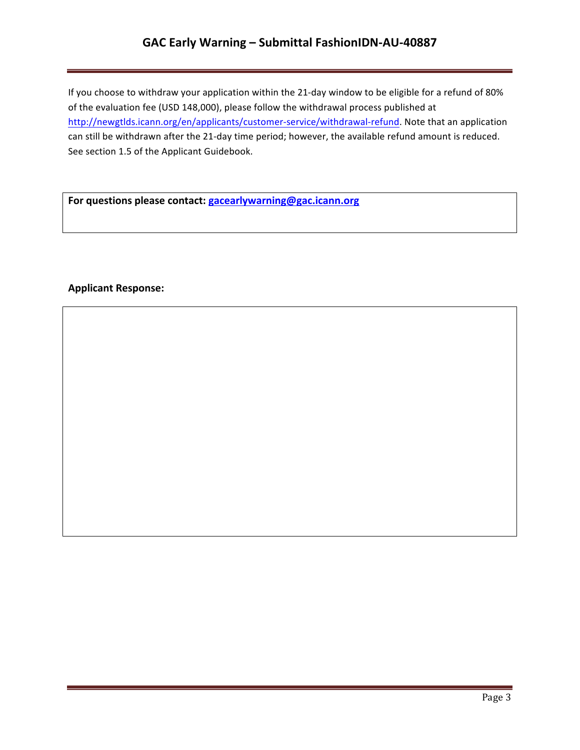If you choose to withdraw your application within the 21-day window to be eligible for a refund of 80% of the evaluation fee (USD 148,000), please follow the withdrawal process published at http://newgtlds.icann.org/en/applicants/customer-service/withdrawal-refund. Note that an application can still be withdrawn after the 21-day time period; however, the available refund amount is reduced. See section 1.5 of the Applicant Guidebook.

**For questions please contact: gacearlywarning@gac.icann.org**

**Applicant Response:**